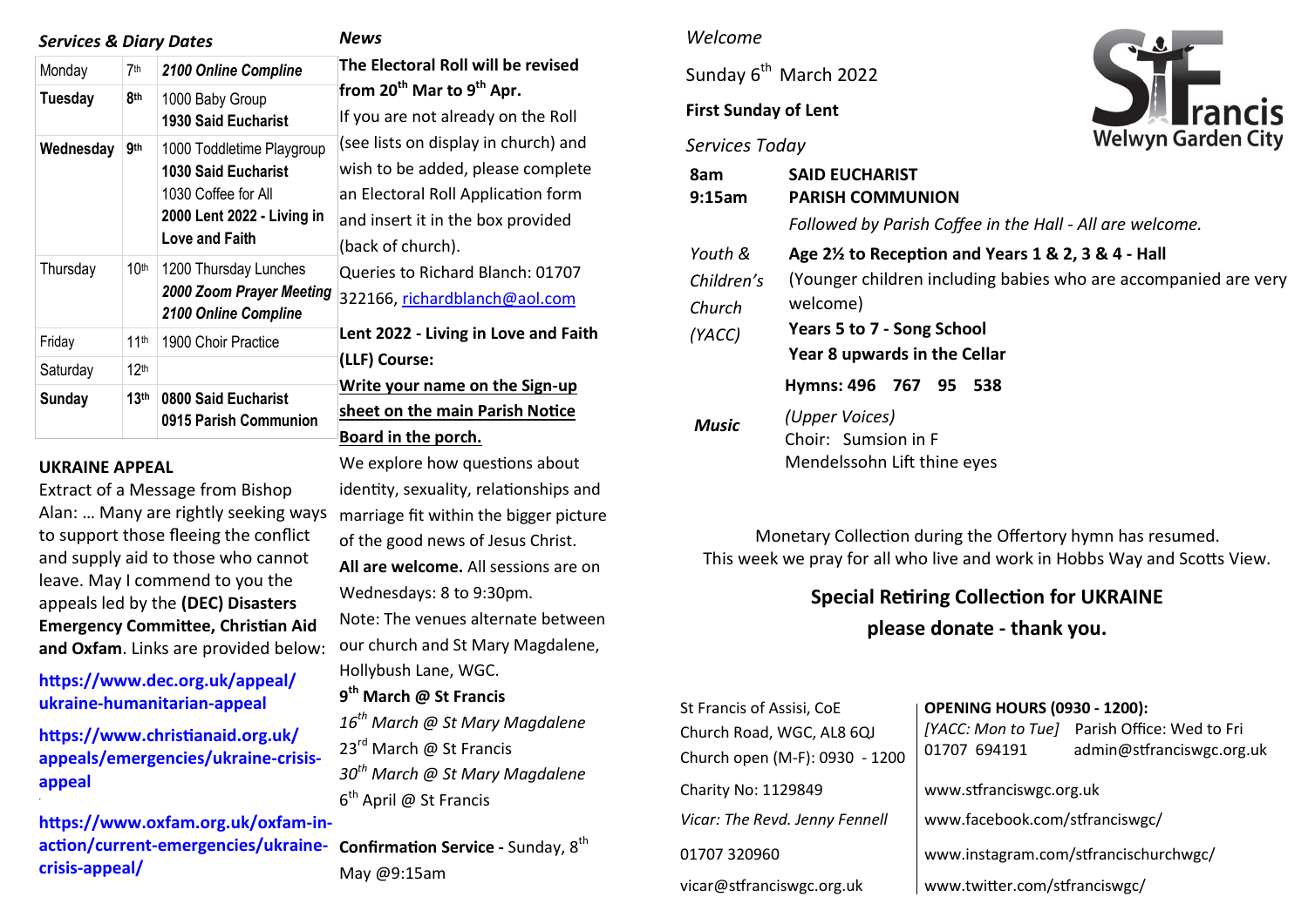### *Services & Diary Dates*

| | | |
|---|---|---|
| Monday | 7th | ***2100 Online Compline*** |
| **Tuesday** | **8th** | 1000 Baby Group<br>**1930 Said Eucharist** |
| **Wednesday** | **9th** | 1000 Toddletime Playgroup<br>**1030 Said Eucharist**<br>1030 Coffee for All<br>**2000 Lent 2022 - Living in Love and Faith** |
| Thursday | 10th | 1200 Thursday Lunches<br>***2000 Zoom Prayer Meeting***<br>***2100 Online Compline*** |
| Friday | 11th | 1900 Choir Practice |
| Saturday | 12th | |
| **Sunday** | **13th** | **0800 Said Eucharist**<br>**0915 Parish Communion** |

### UKRAINE APPEAL

Extract of a Message from Bishop Alan: … Many are rightly seeking ways to support those fleeing the conflict and supply aid to those who cannot leave. May I commend to you the appeals led by the **(DEC) Disasters Emergency Committee, Christian Aid and Oxfam**. Links are provided below:

**https://www.dec.org.uk/appeal/ukraine-humanitarian-appeal**

**https://www.christianaid.org.uk/appeals/emergencies/ukraine-crisis-appeal**

**https://www.oxfam.org.uk/oxfam-in-action/current-emergencies/ukraine-crisis-appeal/**

### *News*

**The Electoral Roll will be revised from 20th Mar to 9th Apr.**
If you are not already on the Roll (see lists on display in church) and wish to be added, please complete an Electoral Roll Application form and insert it in the box provided (back of church).
Queries to Richard Blanch: 01707 322166, richardblanch@aol.com

**Lent 2022 - Living in Love and Faith (LLF) Course:**
**Write your name on the Sign-up sheet on the main Parish Notice Board in the porch.**
We explore how questions about identity, sexuality, relationships and marriage fit within the bigger picture of the good news of Jesus Christ.
**All are welcome.** All sessions are on Wednesdays: 8 to 9:30pm.
Note: The venues alternate between our church and St Mary Magdalene, Hollybush Lane, WGC.
**9th March @ St Francis**
*16th March @ St Mary Magdalene*
23rd March @ St Francis
*30th March @ St Mary Magdalene*
6th April @ St Francis

**Confirmation Service -** Sunday, 8th May @9:15am

St Francis Welwyn Garden City

*Welcome*

Sunday 6th March 2022

**First Sunday of Lent**

*Services Today*

| | |
|---|---|
| **8am** | **SAID EUCHARIST** |
| **9:15am** | **PARISH COMMUNION**<br>*Followed by Parish Coffee in the Hall - All are welcome.* |
| *Youth & Children's Church (YACC)* | **Age 2½ to Reception and Years 1 & 2, 3 & 4 - Hall**<br>(Younger children including babies who are accompanied are very welcome)<br>**Years 5 to 7 - Song School**<br>**Year 8 upwards in the Cellar** |
| | **Hymns: 496 767 95 538** |
| ***Music*** | *(Upper Voices)*<br>Choir: Sumsion in F<br>Mendelssohn Lift thine eyes |

Monetary Collection during the Offertory hymn has resumed.
This week we pray for all who live and work in Hobbs Way and Scotts View.

**Special Retiring Collection for UKRAINE**
**please donate - thank you.**

St Francis of Assisi, CoE
Church Road, WGC, AL8 6QJ
Church open (M-F): 0930 - 1200
Charity No: 1129849
*Vicar: The Revd. Jenny Fennell*
01707 320960
vicar@stfranciswgc.org.uk

**OPENING HOURS (0930 - 1200):**
*[YACC: Mon to Tue]* Parish Office: Wed to Fri
01707 694191 admin@stfranciswgc.org.uk
www.stfranciswgc.org.uk
www.facebook.com/stfranciswgc/
www.instagram.com/stfrancischurchwgc/
www.twitter.com/stfranciswgc/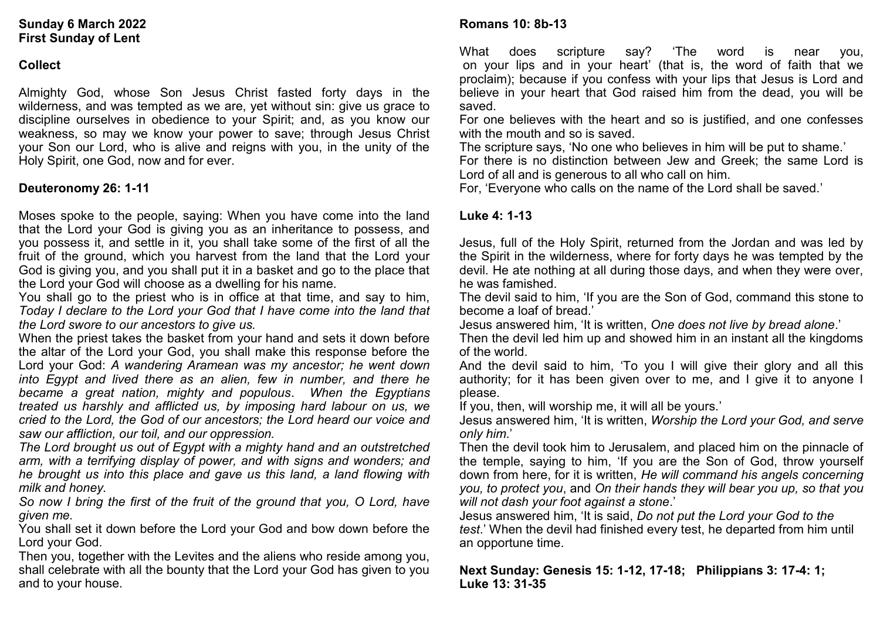**Sunday 6 March 2022**
**First Sunday of Lent**

**Collect**

Almighty God, whose Son Jesus Christ fasted forty days in the wilderness, and was tempted as we are, yet without sin: give us grace to discipline ourselves in obedience to your Spirit; and, as you know our weakness, so may we know your power to save; through Jesus Christ your Son our Lord, who is alive and reigns with you, in the unity of the Holy Spirit, one God, now and for ever.

**Deuteronomy 26: 1-11**

Moses spoke to the people, saying: When you have come into the land that the Lord your God is giving you as an inheritance to possess, and you possess it, and settle in it, you shall take some of the first of all the fruit of the ground, which you harvest from the land that the Lord your God is giving you, and you shall put it in a basket and go to the place that the Lord your God will choose as a dwelling for his name.

You shall go to the priest who is in office at that time, and say to him, *Today I declare to the Lord your God that I have come into the land that the Lord swore to our ancestors to give us.*

When the priest takes the basket from your hand and sets it down before the altar of the Lord your God, you shall make this response before the Lord your God: *A wandering Aramean was my ancestor; he went down into Egypt and lived there as an alien, few in number, and there he became a great nation, mighty and populous. When the Egyptians treated us harshly and afflicted us, by imposing hard labour on us, we cried to the Lord, the God of our ancestors; the Lord heard our voice and saw our affliction, our toil, and our oppression.*

*The Lord brought us out of Egypt with a mighty hand and an outstretched arm, with a terrifying display of power, and with signs and wonders; and he brought us into this place and gave us this land, a land flowing with milk and honey.*

*So now I bring the first of the fruit of the ground that you, O Lord, have given me.*

You shall set it down before the Lord your God and bow down before the Lord your God.

Then you, together with the Levites and the aliens who reside among you, shall celebrate with all the bounty that the Lord your God has given to you and to your house.

**Romans 10: 8b-13**

What does scripture say? 'The word is near you, on your lips and in your heart' (that is, the word of faith that we proclaim); because if you confess with your lips that Jesus is Lord and believe in your heart that God raised him from the dead, you will be saved.

For one believes with the heart and so is justified, and one confesses with the mouth and so is saved.

The scripture says, 'No one who believes in him will be put to shame.'

For there is no distinction between Jew and Greek; the same Lord is Lord of all and is generous to all who call on him.

For, 'Everyone who calls on the name of the Lord shall be saved.'

**Luke 4: 1-13**

Jesus, full of the Holy Spirit, returned from the Jordan and was led by the Spirit in the wilderness, where for forty days he was tempted by the devil. He ate nothing at all during those days, and when they were over, he was famished.

The devil said to him, 'If you are the Son of God, command this stone to become a loaf of bread.'

Jesus answered him, 'It is written, *One does not live by bread alone*.'

Then the devil led him up and showed him in an instant all the kingdoms of the world.

And the devil said to him, 'To you I will give their glory and all this authority; for it has been given over to me, and I give it to anyone I please.

If you, then, will worship me, it will all be yours.'

Jesus answered him, 'It is written, *Worship the Lord your God, and serve only him*.'

Then the devil took him to Jerusalem, and placed him on the pinnacle of the temple, saying to him, 'If you are the Son of God, throw yourself down from here, for it is written, *He will command his angels concerning you, to protect you*, and *On their hands they will bear you up, so that you will not dash your foot against a stone*.'

Jesus answered him, 'It is said, *Do not put the Lord your God to the test*.' When the devil had finished every test, he departed from him until an opportune time.

**Next Sunday: Genesis 15: 1-12, 17-18; Philippians 3: 17-4: 1; Luke 13: 31-35**